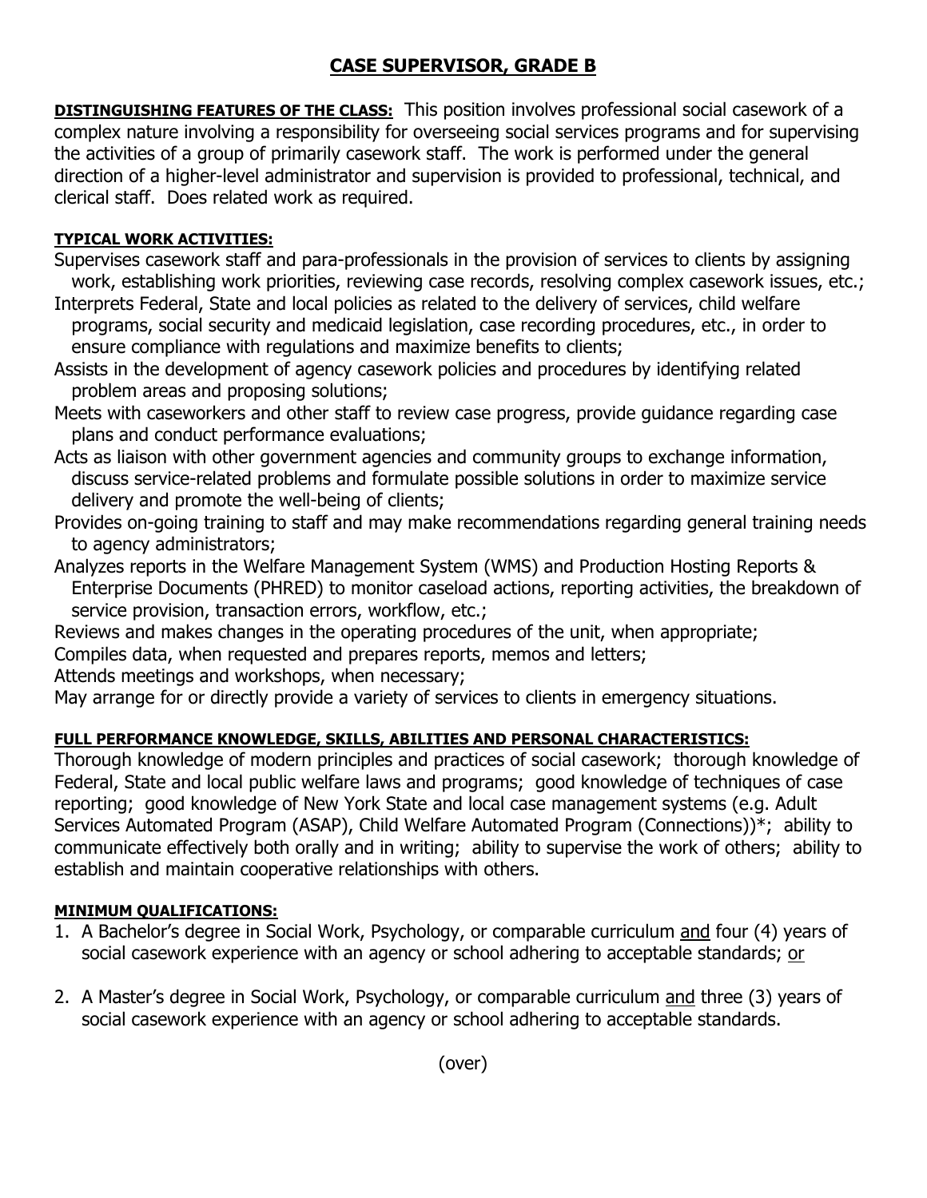# CASE SUPERVISOR, GRADE B

**DISTINGUISHING FEATURES OF THE CLASS:** This position involves professional social casework of a complex nature involving a responsibility for overseeing social services programs and for supervising the activities of a group of primarily casework staff. The work is performed under the general direction of a higher-level administrator and supervision is provided to professional, technical, and clerical staff. Does related work as required.

**TYPICAL WORK ACTIVITIES:**

Supervises casework staff and para-professionals in the provision of services to clients by assigning work, establishing work priorities, reviewing case records, resolving complex casework issues, etc.;

Interprets Federal, State and local policies as related to the delivery of services, child welfare programs, social security and medicaid legislation, case recording procedures, etc., in order to ensure compliance with regulations and maximize benefits to clients;

Assists in the development of agency casework policies and procedures by identifying related problem areas and proposing solutions;

Meets with caseworkers and other staff to review case progress, provide guidance regarding case plans and conduct performance evaluations;

Acts as liaison with other government agencies and community groups to exchange information, discuss service-related problems and formulate possible solutions in order to maximize service delivery and promote the well-being of clients;

Provides on-going training to staff and may make recommendations regarding general training needs to agency administrators;

Analyzes reports in the Welfare Management System (WMS) and Production Hosting Reports & Enterprise Documents (PHRED) to monitor caseload actions, reporting activities, the breakdown of service provision, transaction errors, workflow, etc.;

Reviews and makes changes in the operating procedures of the unit, when appropriate;

Compiles data, when requested and prepares reports, memos and letters;

Attends meetings and workshops, when necessary;

May arrange for or directly provide a variety of services to clients in emergency situations.

**FULL PERFORMANCE KNOWLEDGE, SKILLS, ABILITIES AND PERSONAL CHARACTERISTICS:**

Thorough knowledge of modern principles and practices of social casework; thorough knowledge of Federal, State and local public welfare laws and programs; good knowledge of techniques of case reporting; good knowledge of New York State and local case management systems (e.g. Adult Services Automated Program (ASAP), Child Welfare Automated Program (Connections))*; ability to communicate effectively both orally and in writing; ability to supervise the work of others; ability to establish and maintain cooperative relationships with others.

**MINIMUM QUALIFICATIONS:**

1. A Bachelor's degree in Social Work, Psychology, or comparable curriculum and four (4) years of social casework experience with an agency or school adhering to acceptable standards; or

2. A Master's degree in Social Work, Psychology, or comparable curriculum and three (3) years of social casework experience with an agency or school adhering to acceptable standards.

(over)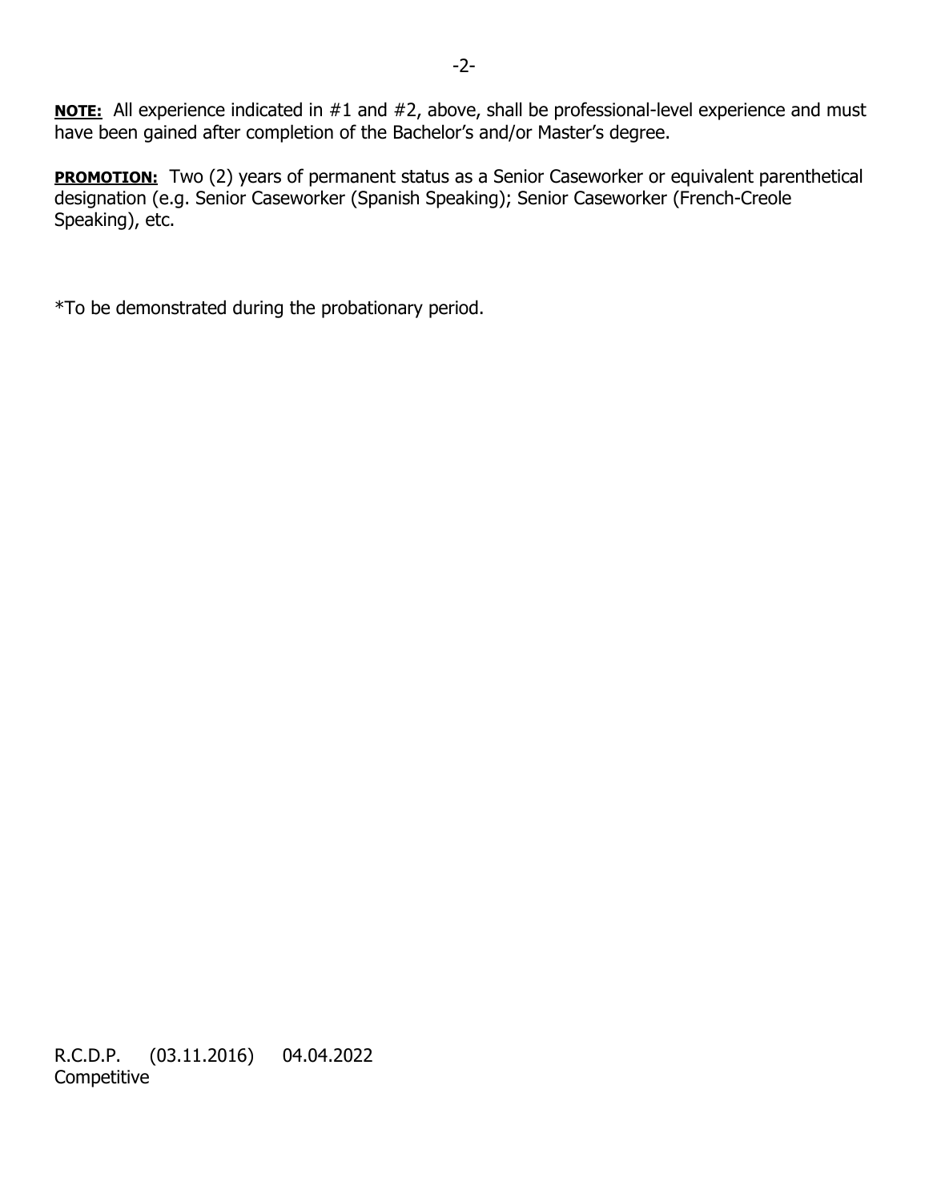**NOTE:** All experience indicated in #1 and #2, above, shall be professional-level experience and must have been gained after completion of the Bachelor's and/or Master's degree.

**PROMOTION:** Two (2) years of permanent status as a Senior Caseworker or equivalent parenthetical designation (e.g. Senior Caseworker (Spanish Speaking); Senior Caseworker (French-Creole Speaking), etc.

*To be demonstrated during the probationary period.

R.C.D.P. (03.11.2016) 04.04.2022
Competitive